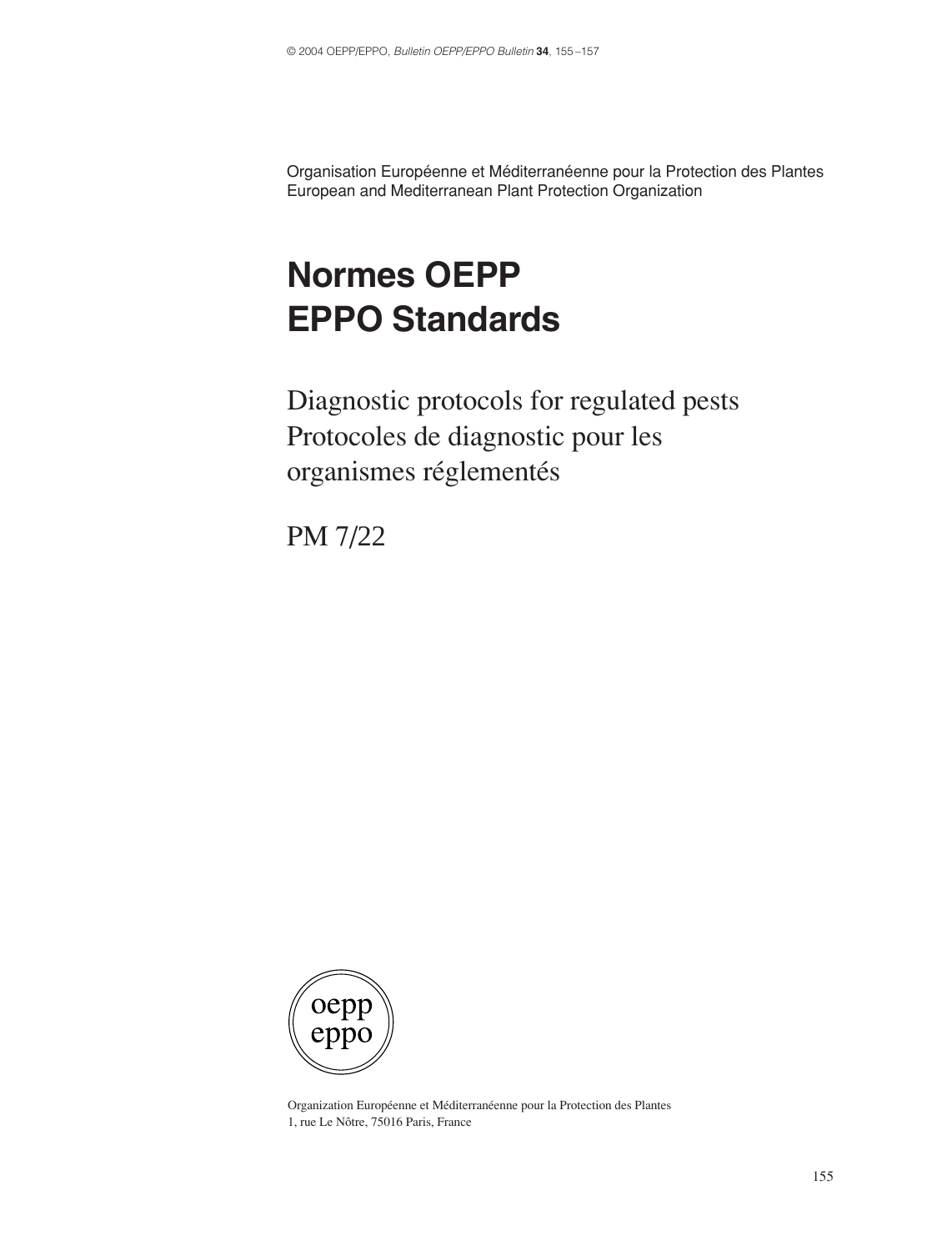Organisation Européenne et Méditerranéenne pour la Protection des Plantes
European and Mediterranean Plant Protection Organization

# Normes OEPP
# EPPO Standards

## Diagnostic protocols for regulated pests
## Protocoles de diagnostic pour les organismes réglementés

## PM 7/22

oepp
eppo

Organization Européenne et Méditerranéenne pour la Protection des Plantes
1, rue Le Nôtre, 75016 Paris, France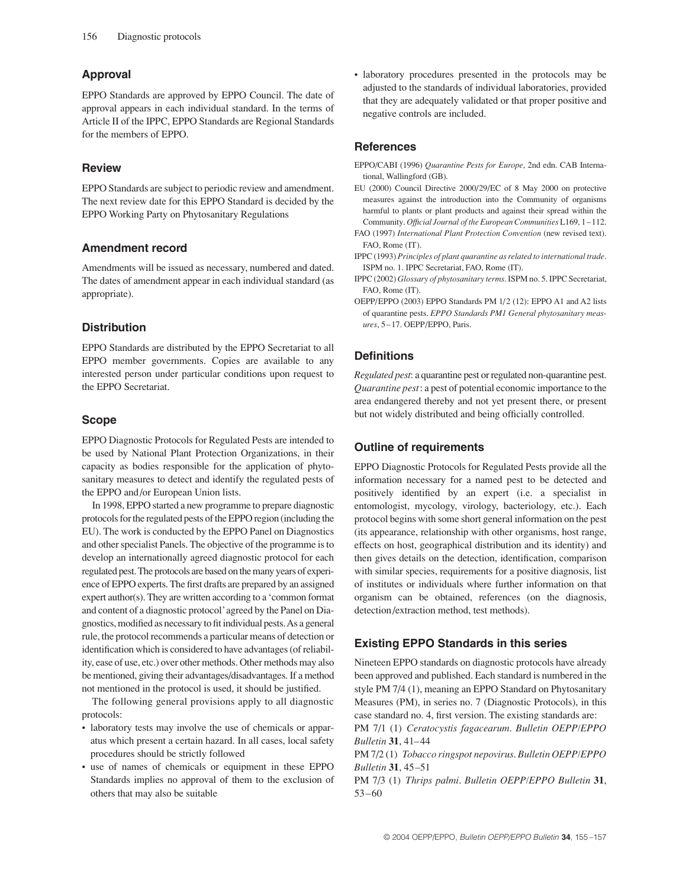## Approval

EPPO Standards are approved by EPPO Council. The date of approval appears in each individual standard. In the terms of Article II of the IPPC, EPPO Standards are Regional Standards for the members of EPPO.

## Review

EPPO Standards are subject to periodic review and amendment. The next review date for this EPPO Standard is decided by the EPPO Working Party on Phytosanitary Regulations

## Amendment record

Amendments will be issued as necessary, numbered and dated. The dates of amendment appear in each individual standard (as appropriate).

## Distribution

EPPO Standards are distributed by the EPPO Secretariat to all EPPO member governments. Copies are available to any interested person under particular conditions upon request to the EPPO Secretariat.

## Scope

EPPO Diagnostic Protocols for Regulated Pests are intended to be used by National Plant Protection Organizations, in their capacity as bodies responsible for the application of phytosanitary measures to detect and identify the regulated pests of the EPPO and/or European Union lists.

In 1998, EPPO started a new programme to prepare diagnostic protocols for the regulated pests of the EPPO region (including the EU). The work is conducted by the EPPO Panel on Diagnostics and other specialist Panels. The objective of the programme is to develop an internationally agreed diagnostic protocol for each regulated pest. The protocols are based on the many years of experience of EPPO experts. The first drafts are prepared by an assigned expert author(s). They are written according to a 'common format and content of a diagnostic protocol' agreed by the Panel on Diagnostics, modified as necessary to fit individual pests. As a general rule, the protocol recommends a particular means of detection or identification which is considered to have advantages (of reliability, ease of use, etc.) over other methods. Other methods may also be mentioned, giving their advantages/disadvantages. If a method not mentioned in the protocol is used, it should be justified.

The following general provisions apply to all diagnostic protocols:

- laboratory tests may involve the use of chemicals or apparatus which present a certain hazard. In all cases, local safety procedures should be strictly followed
- use of names of chemicals or equipment in these EPPO Standards implies no approval of them to the exclusion of others that may also be suitable
- laboratory procedures presented in the protocols may be adjusted to the standards of individual laboratories, provided that they are adequately validated or that proper positive and negative controls are included.

## References

EPPO/CABI (1996) *Quarantine Pests for Europe*, 2nd edn. CAB International, Wallingford (GB).

EU (2000) Council Directive 2000/29/EC of 8 May 2000 on protective measures against the introduction into the Community of organisms harmful to plants or plant products and against their spread within the Community. *Official Journal of the European Communities* L169, 1–112.

FAO (1997) *International Plant Protection Convention* (new revised text). FAO, Rome (IT).

IPPC (1993) *Principles of plant quarantine as related to international trade*. ISPM no. 1. IPPC Secretariat, FAO, Rome (IT).

IPPC (2002) *Glossary of phytosanitary terms*. ISPM no. 5. IPPC Secretariat, FAO, Rome (IT).

OEPP/EPPO (2003) EPPO Standards PM 1/2 (12): EPPO A1 and A2 lists of quarantine pests. *EPPO Standards PM1 General phytosanitary measures*, 5–17. OEPP/EPPO, Paris.

## Definitions

*Regulated pest*: a quarantine pest or regulated non-quarantine pest.
*Quarantine pest*: a pest of potential economic importance to the area endangered thereby and not yet present there, or present but not widely distributed and being officially controlled.

## Outline of requirements

EPPO Diagnostic Protocols for Regulated Pests provide all the information necessary for a named pest to be detected and positively identified by an expert (i.e. a specialist in entomologist, mycology, virology, bacteriology, etc.). Each protocol begins with some short general information on the pest (its appearance, relationship with other organisms, host range, effects on host, geographical distribution and its identity) and then gives details on the detection, identification, comparison with similar species, requirements for a positive diagnosis, list of institutes or individuals where further information on that organism can be obtained, references (on the diagnosis, detection/extraction method, test methods).

## Existing EPPO Standards in this series

Nineteen EPPO standards on diagnostic protocols have already been approved and published. Each standard is numbered in the style PM 7/4 (1), meaning an EPPO Standard on Phytosanitary Measures (PM), in series no. 7 (Diagnostic Protocols), in this case standard no. 4, first version. The existing standards are:

PM 7/1 (1) *Ceratocystis fagacearum*. *Bulletin OEPP/EPPO Bulletin* **31**, 41–44

PM 7/2 (1) *Tobacco ringspot nepovirus*. *Bulletin OEPP/EPPO Bulletin* **31**, 45–51

PM 7/3 (1) *Thrips palmi*. *Bulletin OEPP/EPPO Bulletin* **31**, 53–60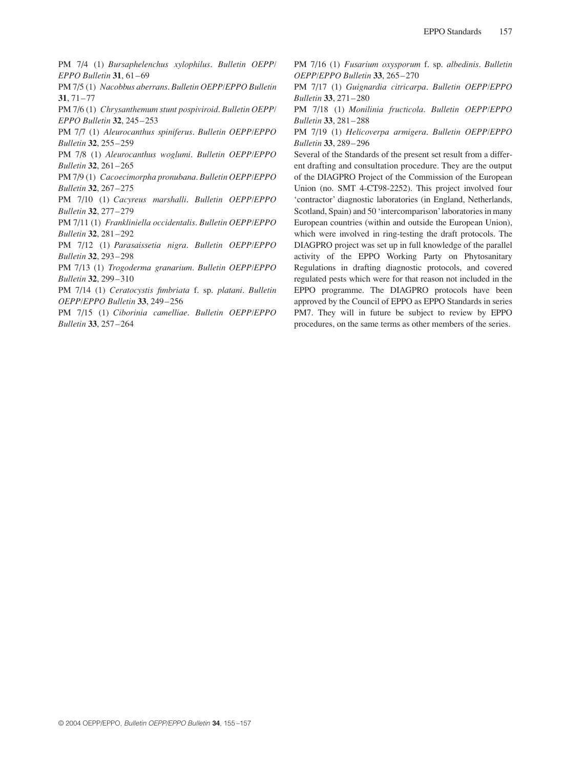PM 7/4 (1) *Bursaphelenchus xylophilus*. *Bulletin OEPP/EPPO Bulletin* **31**, 61–69

PM 7/5 (1) *Nacobbus aberrans*. *Bulletin OEPP/EPPO Bulletin* **31**, 71–77

PM 7/6 (1) *Chrysanthemum stunt pospiviroid*. *Bulletin OEPP/EPPO Bulletin* **32**, 245–253

PM 7/7 (1) *Aleurocanthus spiniferus*. *Bulletin OEPP/EPPO Bulletin* **32**, 255–259

PM 7/8 (1) *Aleurocanthus woglumi*. *Bulletin OEPP/EPPO Bulletin* **32**, 261–265

PM 7/9 (1) *Cacoecimorpha pronubana*. *Bulletin OEPP/EPPO Bulletin* **32**, 267–275

PM 7/10 (1) *Cacyreus marshalli*. *Bulletin OEPP/EPPO Bulletin* **32**, 277–279

PM 7/11 (1) *Frankliniella occidentalis*. *Bulletin OEPP/EPPO Bulletin* **32**, 281–292

PM 7/12 (1) *Parasaissetia nigra*. *Bulletin OEPP/EPPO Bulletin* **32**, 293–298

PM 7/13 (1) *Trogoderma granarium*. *Bulletin OEPP/EPPO Bulletin* **32**, 299–310

PM 7/14 (1) *Ceratocystis fimbriata* f. sp. *platani*. *Bulletin OEPP/EPPO Bulletin* **33**, 249–256

PM 7/15 (1) *Ciborinia camelliae*. *Bulletin OEPP/EPPO Bulletin* **33**, 257–264

PM 7/16 (1) *Fusarium oxysporum* f. sp. *albedinis*. *Bulletin OEPP/EPPO Bulletin* **33**, 265–270

PM 7/17 (1) *Guignardia citricarpa*. *Bulletin OEPP/EPPO Bulletin* **33**, 271–280

PM 7/18 (1) *Monilinia fructicola*. *Bulletin OEPP/EPPO Bulletin* **33**, 281–288

PM 7/19 (1) *Helicoverpa armigera*. *Bulletin OEPP/EPPO Bulletin* **33**, 289–296

Several of the Standards of the present set result from a different drafting and consultation procedure. They are the output of the DIAGPRO Project of the Commission of the European Union (no. SMT 4-CT98-2252). This project involved four 'contractor' diagnostic laboratories (in England, Netherlands, Scotland, Spain) and 50 'intercomparison' laboratories in many European countries (within and outside the European Union), which were involved in ring-testing the draft protocols. The DIAGPRO project was set up in full knowledge of the parallel activity of the EPPO Working Party on Phytosanitary Regulations in drafting diagnostic protocols, and covered regulated pests which were for that reason not included in the EPPO programme. The DIAGPRO protocols have been approved by the Council of EPPO as EPPO Standards in series PM7. They will in future be subject to review by EPPO procedures, on the same terms as other members of the series.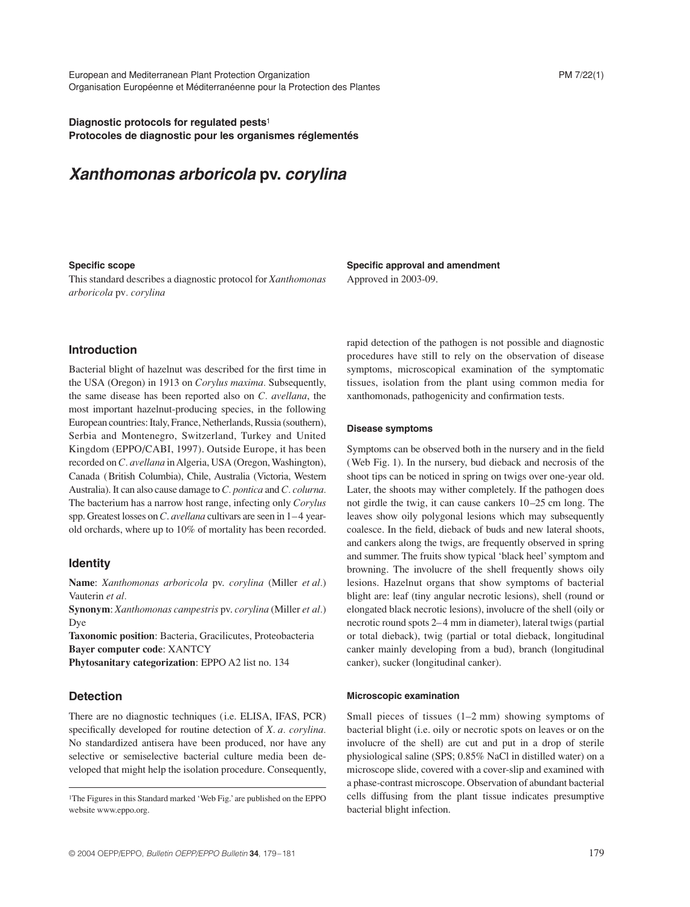European and Mediterranean Plant Protection Organization
Organisation Européenne et Méditerranéenne pour la Protection des Plantes

PM 7/22(1)

**Diagnostic protocols for regulated pests**[1]
**Protocoles de diagnostic pour les organismes réglementés**

# *Xanthomonas arboricola* pv. *corylina*

#### Specific scope

This standard describes a diagnostic protocol for *Xanthomonas arboricola* pv. *corylina*

#### Specific approval and amendment

Approved in 2003-09.

## Introduction

Bacterial blight of hazelnut was described for the first time in the USA (Oregon) in 1913 on *Corylus maxima*. Subsequently, the same disease has been reported also on *C. avellana*, the most important hazelnut-producing species, in the following European countries: Italy, France, Netherlands, Russia (southern), Serbia and Montenegro, Switzerland, Turkey and United Kingdom (EPPO/CABI, 1997). Outside Europe, it has been recorded on *C. avellana* in Algeria, USA (Oregon, Washington), Canada (British Columbia), Chile, Australia (Victoria, Western Australia). It can also cause damage to *C. pontica* and *C. colurna*. The bacterium has a narrow host range, infecting only *Corylus* spp. Greatest losses on *C. avellana* cultivars are seen in 1–4 year-old orchards, where up to 10% of mortality has been recorded.

## Identity

**Name**: *Xanthomonas arboricola* pv. *corylina* (Miller *et al.*) Vauterin *et al.*
**Synonym**: *Xanthomonas campestris* pv. *corylina* (Miller *et al.*) Dye
**Taxonomic position**: Bacteria, Gracilicutes, Proteobacteria
**Bayer computer code**: XANTCY
**Phytosanitary categorization**: EPPO A2 list no. 134

## Detection

There are no diagnostic techniques (i.e. ELISA, IFAS, PCR) specifically developed for routine detection of *X. a. corylina*. No standardized antisera have been produced, nor have any selective or semiselective bacterial culture media been developed that might help the isolation procedure. Consequently, rapid detection of the pathogen is not possible and diagnostic procedures have still to rely on the observation of disease symptoms, microscopical examination of the symptomatic tissues, isolation from the plant using common media for xanthomonads, pathogenicity and confirmation tests.

### Disease symptoms

Symptoms can be observed both in the nursery and in the field (Web Fig. 1). In the nursery, bud dieback and necrosis of the shoot tips can be noticed in spring on twigs over one-year old. Later, the shoots may wither completely. If the pathogen does not girdle the twig, it can cause cankers 10–25 cm long. The leaves show oily polygonal lesions which may subsequently coalesce. In the field, dieback of buds and new lateral shoots, and cankers along the twigs, are frequently observed in spring and summer. The fruits show typical 'black heel' symptom and browning. The involucre of the shell frequently shows oily lesions. Hazelnut organs that show symptoms of bacterial blight are: leaf (tiny angular necrotic lesions), shell (round or elongated black necrotic lesions), involucre of the shell (oily or necrotic round spots 2–4 mm in diameter), lateral twigs (partial or total dieback), twig (partial or total dieback, longitudinal canker mainly developing from a bud), branch (longitudinal canker), sucker (longitudinal canker).

### Microscopic examination

Small pieces of tissues (1–2 mm) showing symptoms of bacterial blight (i.e. oily or necrotic spots on leaves or on the involucre of the shell) are cut and put in a drop of sterile physiological saline (SPS; 0.85% NaCl in distilled water) on a microscope slide, covered with a cover-slip and examined with a phase-contrast microscope. Observation of abundant bacterial cells diffusing from the plant tissue indicates presumptive bacterial blight infection.

[1]The Figures in this Standard marked 'Web Fig.' are published on the EPPO website www.eppo.org.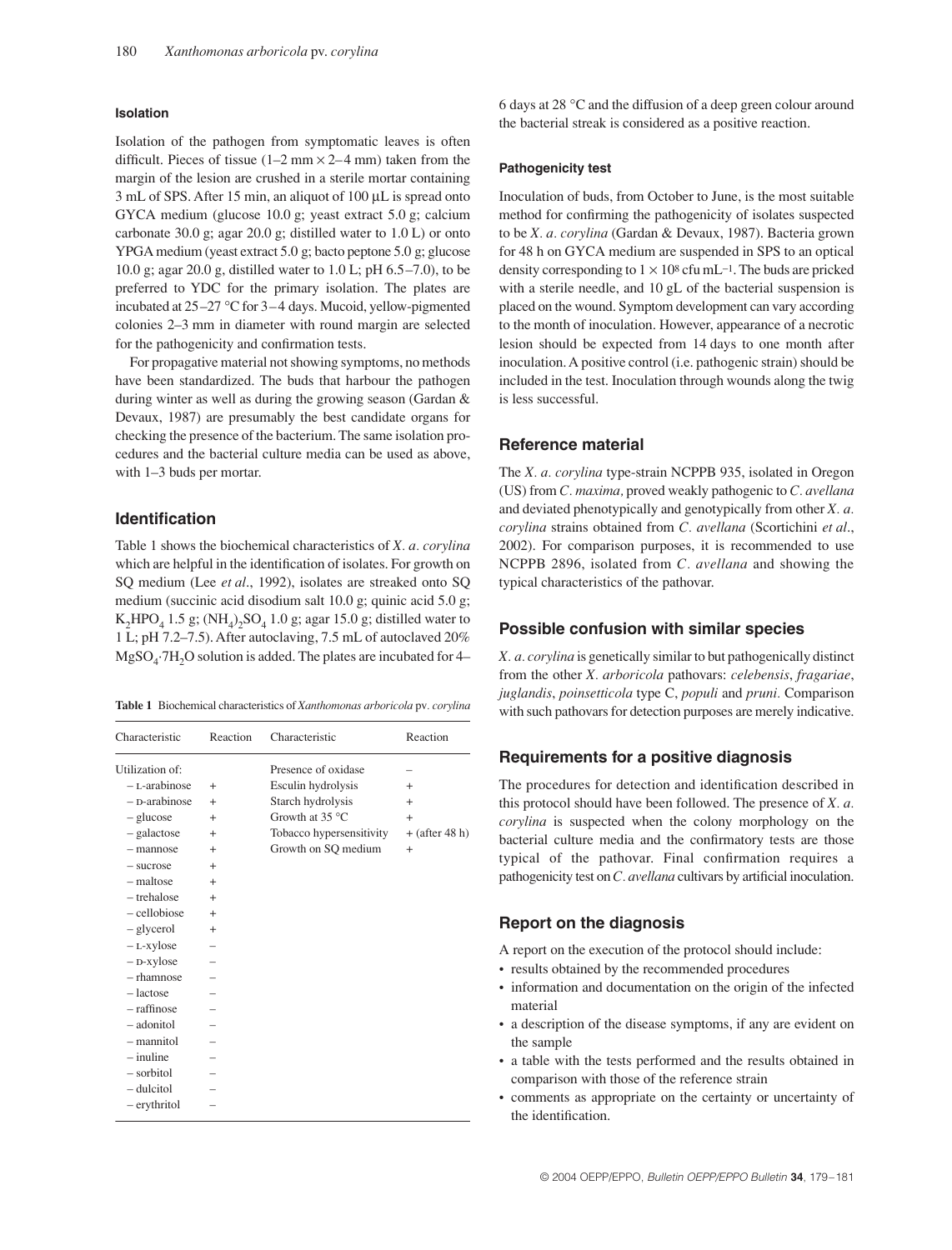### Isolation

Isolation of the pathogen from symptomatic leaves is often difficult. Pieces of tissue (1–2 mm × 2–4 mm) taken from the margin of the lesion are crushed in a sterile mortar containing 3 mL of SPS. After 15 min, an aliquot of 100 µL is spread onto GYCA medium (glucose 10.0 g; yeast extract 5.0 g; calcium carbonate 30.0 g; agar 20.0 g; distilled water to 1.0 L) or onto YPGA medium (yeast extract 5.0 g; bacto peptone 5.0 g; glucose 10.0 g; agar 20.0 g, distilled water to 1.0 L; pH 6.5–7.0), to be preferred to YDC for the primary isolation. The plates are incubated at 25–27 °C for 3–4 days. Mucoid, yellow-pigmented colonies 2–3 mm in diameter with round margin are selected for the pathogenicity and confirmation tests.

For propagative material not showing symptoms, no methods have been standardized. The buds that harbour the pathogen during winter as well as during the growing season (Gardan & Devaux, 1987) are presumably the best candidate organs for checking the presence of the bacterium. The same isolation procedures and the bacterial culture media can be used as above, with 1–3 buds per mortar.

## Identification

Table 1 shows the biochemical characteristics of *X. a. corylina* which are helpful in the identification of isolates. For growth on SQ medium (Lee *et al*., 1992), isolates are streaked onto SQ medium (succinic acid disodium salt 10.0 g; quinic acid 5.0 g; $K_2HPO_4$ 1.5 g; $(NH_4)_2SO_4$ 1.0 g; agar 15.0 g; distilled water to 1 L; pH 7.2–7.5). After autoclaving, 7.5 mL of autoclaved 20% $MgSO_4{\cdot}7H_2O$ solution is added. The plates are incubated for 4–6 days at 28 °C and the diffusion of a deep green colour around the bacterial streak is considered as a positive reaction.

**Table 1** Biochemical characteristics of *Xanthomonas arboricola* pv. *corylina*

| Characteristic | Reaction | Characteristic | Reaction |
|---|---|---|---|
| Utilization of: | | Presence of oxidase | – |
| – L-arabinose | + | Esculin hydrolysis | + |
| – D-arabinose | + | Starch hydrolysis | + |
| – glucose | + | Growth at 35 °C | + |
| – galactose | + | Tobacco hypersensitivity | + (after 48 h) |
| – mannose | + | Growth on SQ medium | + |
| – sucrose | + | | |
| – maltose | + | | |
| – trehalose | + | | |
| – cellobiose | + | | |
| – glycerol | + | | |
| – L-xylose | – | | |
| – D-xylose | – | | |
| – rhamnose | – | | |
| – lactose | – | | |
| – raffinose | – | | |
| – adonitol | – | | |
| – mannitol | – | | |
| – inuline | – | | |
| – sorbitol | – | | |
| – dulcitol | – | | |
| – erythritol | – | | |

### Pathogenicity test

Inoculation of buds, from October to June, is the most suitable method for confirming the pathogenicity of isolates suspected to be *X. a. corylina* (Gardan & Devaux, 1987). Bacteria grown for 48 h on GYCA medium are suspended in SPS to an optical density corresponding to $1 \times 10^8$ cfu mL$^{-1}$. The buds are pricked with a sterile needle, and 10 gL of the bacterial suspension is placed on the wound. Symptom development can vary according to the month of inoculation. However, appearance of a necrotic lesion should be expected from 14 days to one month after inoculation. A positive control (i.e. pathogenic strain) should be included in the test. Inoculation through wounds along the twig is less successful.

## Reference material

The *X. a. corylina* type-strain NCPPB 935, isolated in Oregon (US) from *C. maxima,* proved weakly pathogenic to *C. avellana* and deviated phenotypically and genotypically from other *X. a. corylina* strains obtained from *C. avellana* (Scortichini *et al*., 2002). For comparison purposes, it is recommended to use NCPPB 2896, isolated from *C. avellana* and showing the typical characteristics of the pathovar.

## Possible confusion with similar species

*X. a. corylina* is genetically similar to but pathogenically distinct from the other *X. arboricola* pathovars: *celebensis*, *fragariae*, *juglandis*, *poinsetticola* type C, *populi* and *pruni.* Comparison with such pathovars for detection purposes are merely indicative.

## Requirements for a positive diagnosis

The procedures for detection and identification described in this protocol should have been followed. The presence of *X. a. corylina* is suspected when the colony morphology on the bacterial culture media and the confirmatory tests are those typical of the pathovar. Final confirmation requires a pathogenicity test on *C. avellana* cultivars by artificial inoculation.

## Report on the diagnosis

A report on the execution of the protocol should include:

- results obtained by the recommended procedures
- information and documentation on the origin of the infected material
- a description of the disease symptoms, if any are evident on the sample
- a table with the tests performed and the results obtained in comparison with those of the reference strain
- comments as appropriate on the certainty or uncertainty of the identification.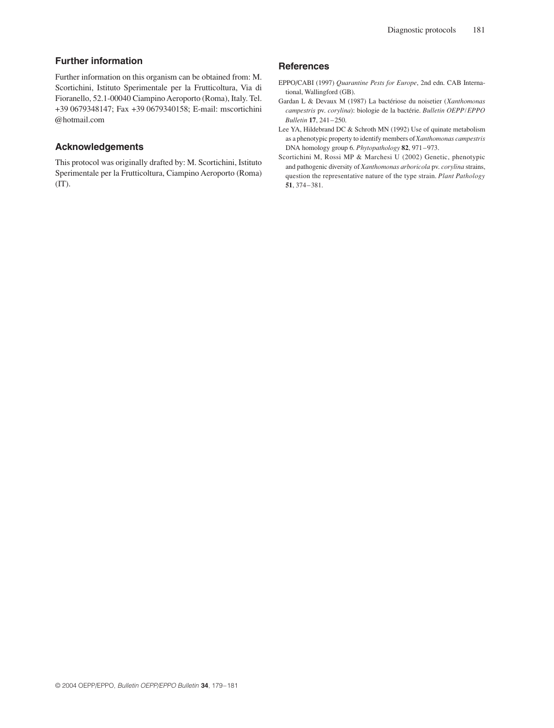## Further information

Further information on this organism can be obtained from: M. Scortichini, Istituto Sperimentale per la Frutticoltura, Via di Fioranello, 52.1-00040 Ciampino Aeroporto (Roma), Italy. Tel. +39 0679348147; Fax +39 0679340158; E-mail: mscortichini@hotmail.com

## Acknowledgements

This protocol was originally drafted by: M. Scortichini, Istituto Sperimentale per la Frutticoltura, Ciampino Aeroporto (Roma) (IT).

## References

EPPO/CABI (1997) *Quarantine Pests for Europe*, 2nd edn. CAB International, Wallingford (GB).

Gardan L & Devaux M (1987) La bactériose du noisetier (*Xanthomonas campestris* pv. *corylina*): biologie de la bactérie. *Bulletin OEPP/EPPO Bulletin* **17**, 241–250.

Lee YA, Hildebrand DC & Schroth MN (1992) Use of quinate metabolism as a phenotypic property to identify members of *Xanthomonas campestris* DNA homology group 6. *Phytopathology* **82**, 971–973.

Scortichini M, Rossi MP & Marchesi U (2002) Genetic, phenotypic and pathogenic diversity of *Xanthomonas arboricola* pv. *corylina* strains, question the representative nature of the type strain. *Plant Pathology* **51**, 374–381.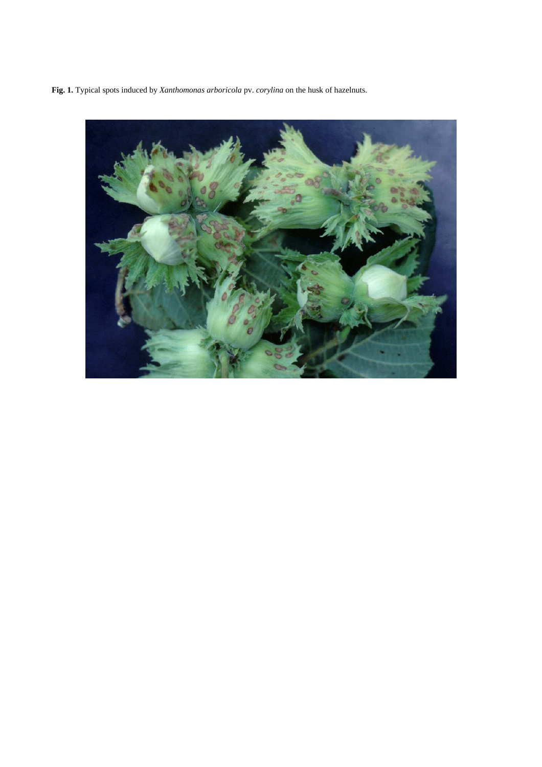**Fig. 1.** Typical spots induced by *Xanthomonas arboricola* pv. *corylina* on the husk of hazelnuts.